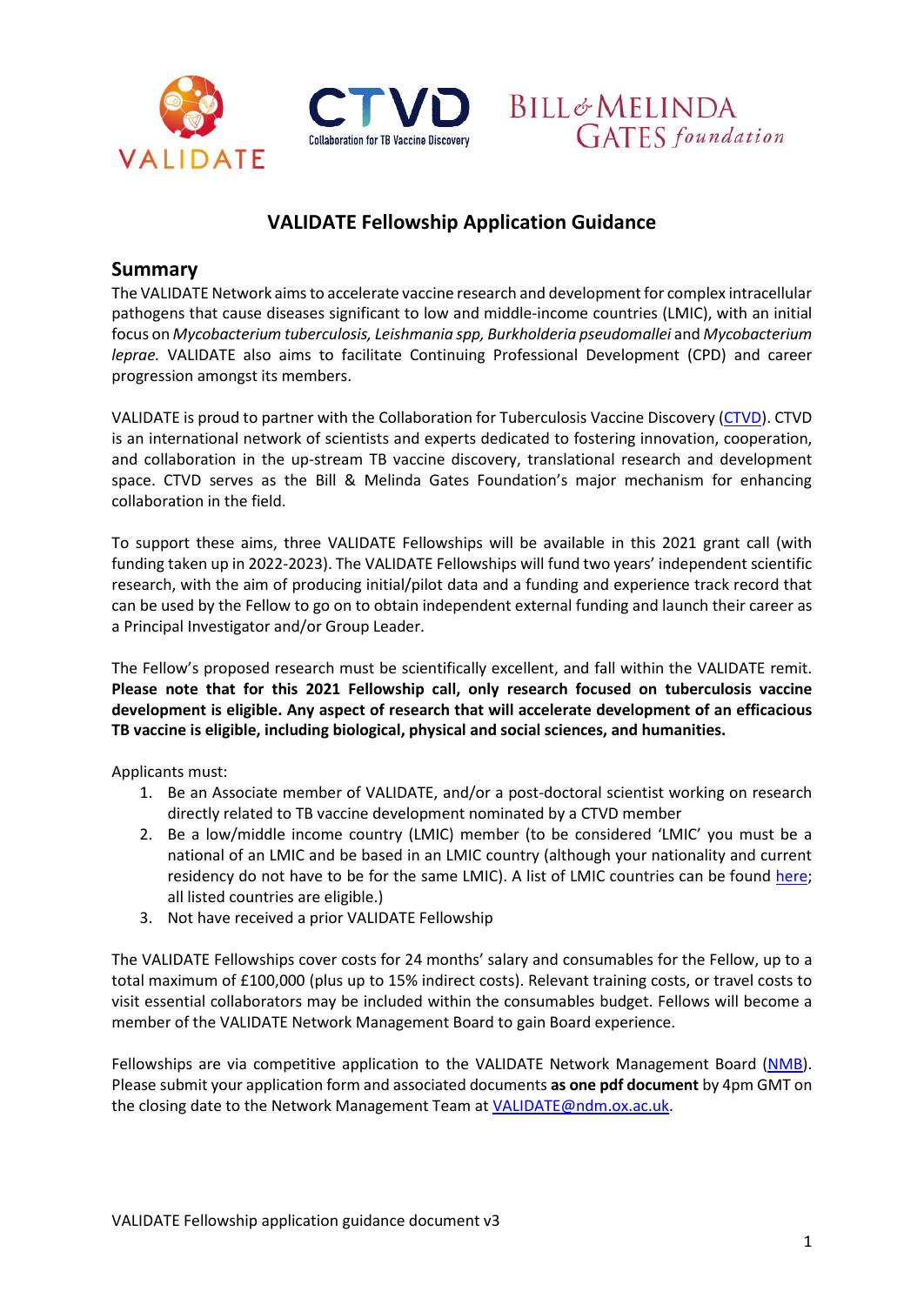# VALIDATE Fellowship Application Guidance

## Summary

The VALIDATE Network aims to accelerate vaccine research and development for complex intracellular pathogens that cause diseases significant to low and middle-income countries (LMIC), with an initial focus on *Mycobacterium tuberculosis, Leishmania spp, Burkholderia pseudomallei* and *Mycobacterium leprae.* VALIDATE also aims to facilitate Continuing Professional Development (CPD) and career progression amongst its members.

VALIDATE is proud to partner with the Collaboration for Tuberculosis Vaccine Discovery (CTVD). CTVD is an international network of scientists and experts dedicated to fostering innovation, cooperation, and collaboration in the up-stream TB vaccine discovery, translational research and development space. CTVD serves as the Bill & Melinda Gates Foundation's major mechanism for enhancing collaboration in the field.

To support these aims, three VALIDATE Fellowships will be available in this 2021 grant call (with funding taken up in 2022-2023). The VALIDATE Fellowships will fund two years' independent scientific research, with the aim of producing initial/pilot data and a funding and experience track record that can be used by the Fellow to go on to obtain independent external funding and launch their career as a Principal Investigator and/or Group Leader.

The Fellow's proposed research must be scientifically excellent, and fall within the VALIDATE remit. **Please note that for this 2021 Fellowship call, only research focused on tuberculosis vaccine development is eligible. Any aspect of research that will accelerate development of an efficacious TB vaccine is eligible, including biological, physical and social sciences, and humanities.**

Applicants must:

1. Be an Associate member of VALIDATE, and/or a post-doctoral scientist working on research directly related to TB vaccine development nominated by a CTVD member
2. Be a low/middle income country (LMIC) member (to be considered 'LMIC' you must be a national of an LMIC and be based in an LMIC country (although your nationality and current residency do not have to be for the same LMIC). A list of LMIC countries can be found here; all listed countries are eligible.)
3. Not have received a prior VALIDATE Fellowship

The VALIDATE Fellowships cover costs for 24 months' salary and consumables for the Fellow, up to a total maximum of £100,000 (plus up to 15% indirect costs). Relevant training costs, or travel costs to visit essential collaborators may be included within the consumables budget. Fellows will become a member of the VALIDATE Network Management Board to gain Board experience.

Fellowships are via competitive application to the VALIDATE Network Management Board (NMB). Please submit your application form and associated documents **as one pdf document** by 4pm GMT on the closing date to the Network Management Team at VALIDATE@ndm.ox.ac.uk.

VALIDATE Fellowship application guidance document v3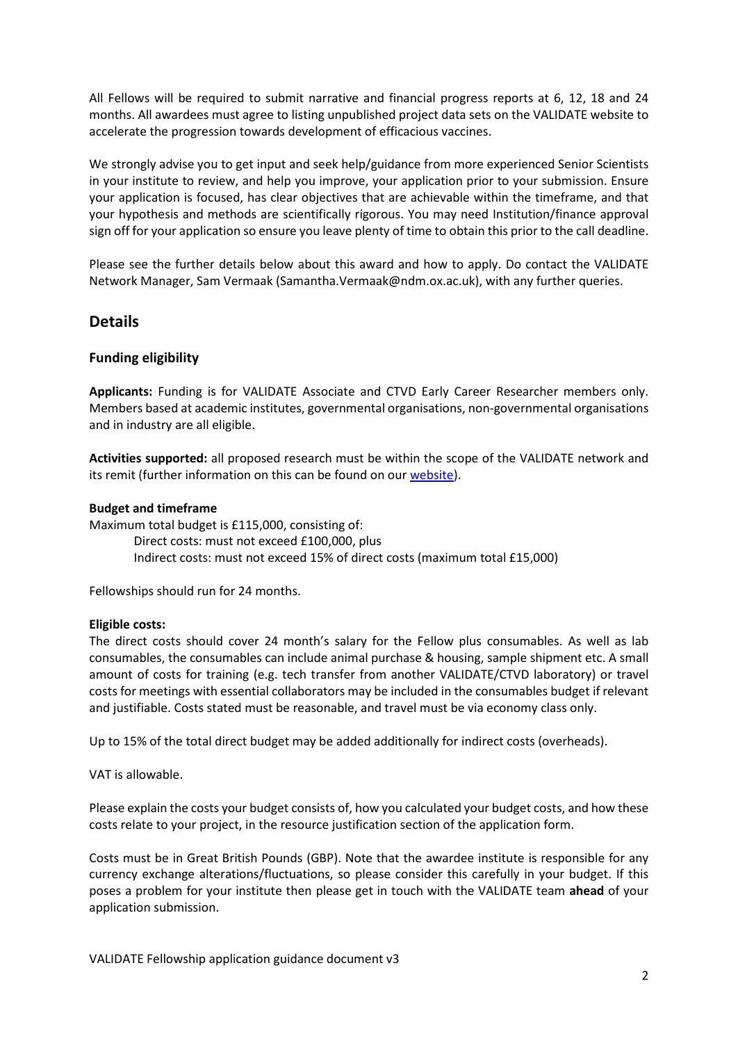All Fellows will be required to submit narrative and financial progress reports at 6, 12, 18 and 24 months. All awardees must agree to listing unpublished project data sets on the VALIDATE website to accelerate the progression towards development of efficacious vaccines.

We strongly advise you to get input and seek help/guidance from more experienced Senior Scientists in your institute to review, and help you improve, your application prior to your submission. Ensure your application is focused, has clear objectives that are achievable within the timeframe, and that your hypothesis and methods are scientifically rigorous. You may need Institution/finance approval sign off for your application so ensure you leave plenty of time to obtain this prior to the call deadline.

Please see the further details below about this award and how to apply. Do contact the VALIDATE Network Manager, Sam Vermaak (Samantha.Vermaak@ndm.ox.ac.uk), with any further queries.

## Details

### Funding eligibility

**Applicants:** Funding is for VALIDATE Associate and CTVD Early Career Researcher members only. Members based at academic institutes, governmental organisations, non-governmental organisations and in industry are all eligible.

**Activities supported:** all proposed research must be within the scope of the VALIDATE network and its remit (further information on this can be found on our website).

**Budget and timeframe**

Maximum total budget is £115,000, consisting of:

Direct costs: must not exceed £100,000, plus
Indirect costs: must not exceed 15% of direct costs (maximum total £15,000)

Fellowships should run for 24 months.

**Eligible costs:**

The direct costs should cover 24 month's salary for the Fellow plus consumables. As well as lab consumables, the consumables can include animal purchase & housing, sample shipment etc. A small amount of costs for training (e.g. tech transfer from another VALIDATE/CTVD laboratory) or travel costs for meetings with essential collaborators may be included in the consumables budget if relevant and justifiable. Costs stated must be reasonable, and travel must be via economy class only.

Up to 15% of the total direct budget may be added additionally for indirect costs (overheads).

VAT is allowable.

Please explain the costs your budget consists of, how you calculated your budget costs, and how these costs relate to your project, in the resource justification section of the application form.

Costs must be in Great British Pounds (GBP). Note that the awardee institute is responsible for any currency exchange alterations/fluctuations, so please consider this carefully in your budget. If this poses a problem for your institute then please get in touch with the VALIDATE team **ahead** of your application submission.

VALIDATE Fellowship application guidance document v3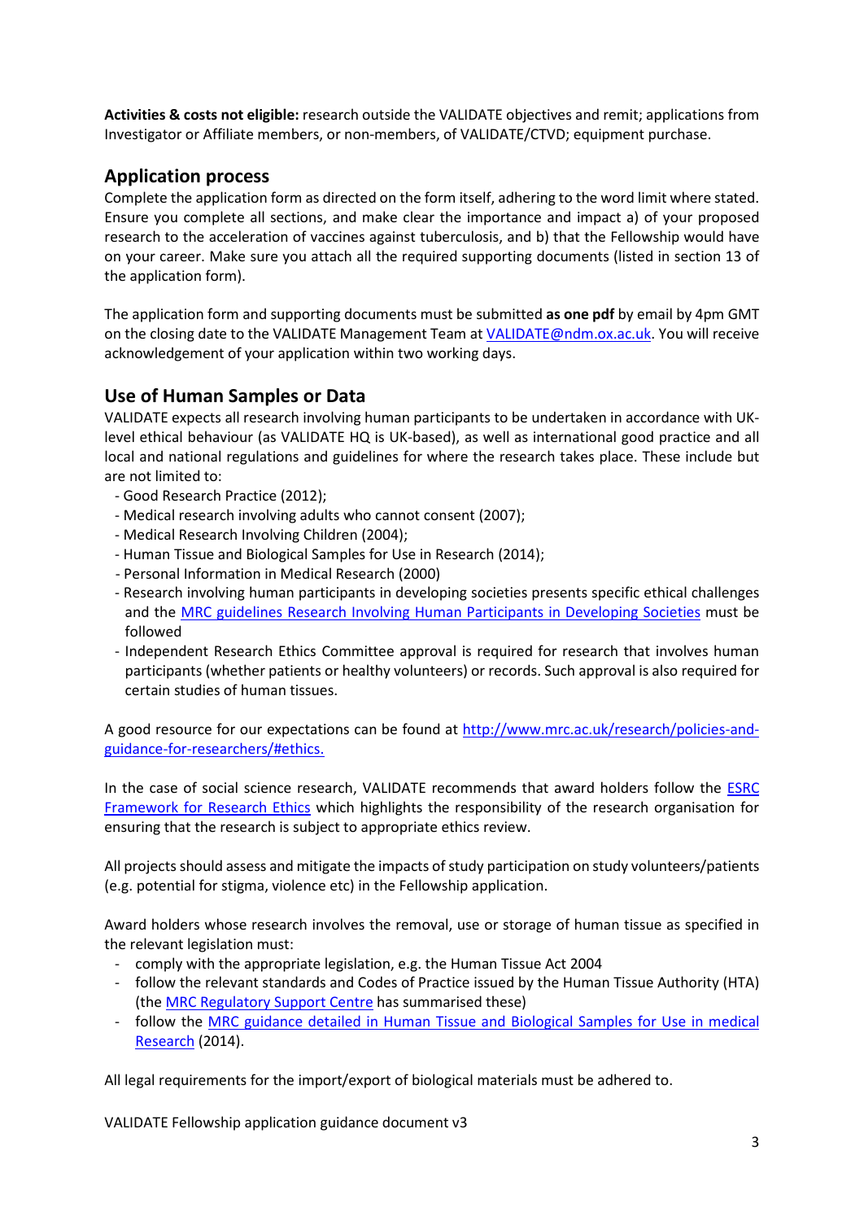**Activities & costs not eligible:** research outside the VALIDATE objectives and remit; applications from Investigator or Affiliate members, or non-members, of VALIDATE/CTVD; equipment purchase.

## Application process

Complete the application form as directed on the form itself, adhering to the word limit where stated. Ensure you complete all sections, and make clear the importance and impact a) of your proposed research to the acceleration of vaccines against tuberculosis, and b) that the Fellowship would have on your career. Make sure you attach all the required supporting documents (listed in section 13 of the application form).

The application form and supporting documents must be submitted **as one pdf** by email by 4pm GMT on the closing date to the VALIDATE Management Team at VALIDATE@ndm.ox.ac.uk. You will receive acknowledgement of your application within two working days.

## Use of Human Samples or Data

VALIDATE expects all research involving human participants to be undertaken in accordance with UK-level ethical behaviour (as VALIDATE HQ is UK-based), as well as international good practice and all local and national regulations and guidelines for where the research takes place. These include but are not limited to:

- Good Research Practice (2012);
- Medical research involving adults who cannot consent (2007);
- Medical Research Involving Children (2004);
- Human Tissue and Biological Samples for Use in Research (2014);
- Personal Information in Medical Research (2000)
- Research involving human participants in developing societies presents specific ethical challenges and the MRC guidelines Research Involving Human Participants in Developing Societies must be followed
- Independent Research Ethics Committee approval is required for research that involves human participants (whether patients or healthy volunteers) or records. Such approval is also required for certain studies of human tissues.

A good resource for our expectations can be found at http://www.mrc.ac.uk/research/policies-and-guidance-for-researchers/#ethics.

In the case of social science research, VALIDATE recommends that award holders follow the ESRC Framework for Research Ethics which highlights the responsibility of the research organisation for ensuring that the research is subject to appropriate ethics review.

All projects should assess and mitigate the impacts of study participation on study volunteers/patients (e.g. potential for stigma, violence etc) in the Fellowship application.

Award holders whose research involves the removal, use or storage of human tissue as specified in the relevant legislation must:

- comply with the appropriate legislation, e.g. the Human Tissue Act 2004
- follow the relevant standards and Codes of Practice issued by the Human Tissue Authority (HTA) (the MRC Regulatory Support Centre has summarised these)
- follow the MRC guidance detailed in Human Tissue and Biological Samples for Use in medical Research (2014).

All legal requirements for the import/export of biological materials must be adhered to.

VALIDATE Fellowship application guidance document v3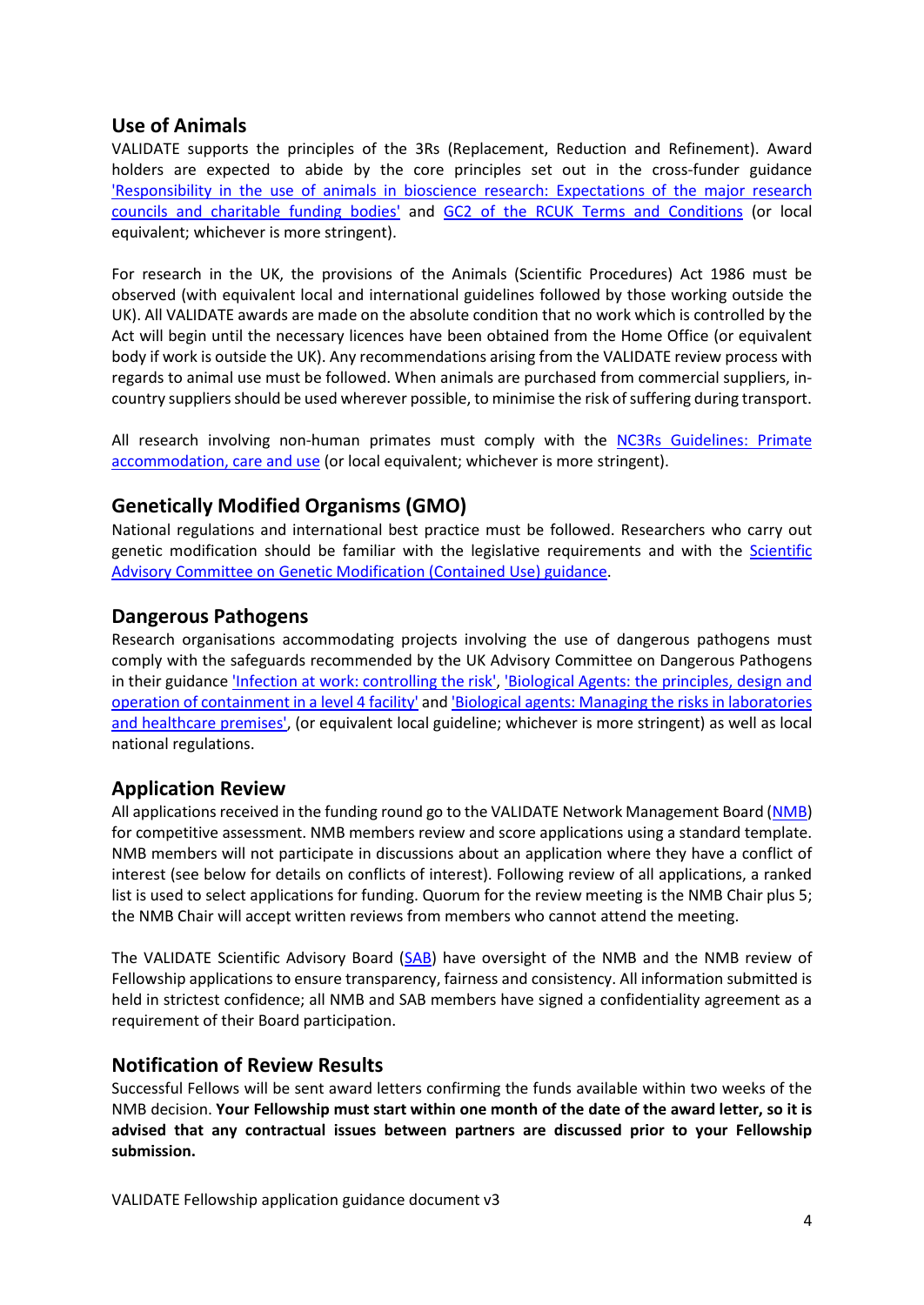## Use of Animals

VALIDATE supports the principles of the 3Rs (Replacement, Reduction and Refinement). Award holders are expected to abide by the core principles set out in the cross-funder guidance 'Responsibility in the use of animals in bioscience research: Expectations of the major research councils and charitable funding bodies' and GC2 of the RCUK Terms and Conditions (or local equivalent; whichever is more stringent).

For research in the UK, the provisions of the Animals (Scientific Procedures) Act 1986 must be observed (with equivalent local and international guidelines followed by those working outside the UK). All VALIDATE awards are made on the absolute condition that no work which is controlled by the Act will begin until the necessary licences have been obtained from the Home Office (or equivalent body if work is outside the UK). Any recommendations arising from the VALIDATE review process with regards to animal use must be followed. When animals are purchased from commercial suppliers, in-country suppliers should be used wherever possible, to minimise the risk of suffering during transport.

All research involving non-human primates must comply with the NC3Rs Guidelines: Primate accommodation, care and use (or local equivalent; whichever is more stringent).

## Genetically Modified Organisms (GMO)

National regulations and international best practice must be followed. Researchers who carry out genetic modification should be familiar with the legislative requirements and with the Scientific Advisory Committee on Genetic Modification (Contained Use) guidance.

## Dangerous Pathogens

Research organisations accommodating projects involving the use of dangerous pathogens must comply with the safeguards recommended by the UK Advisory Committee on Dangerous Pathogens in their guidance 'Infection at work: controlling the risk', 'Biological Agents: the principles, design and operation of containment in a level 4 facility' and 'Biological agents: Managing the risks in laboratories and healthcare premises', (or equivalent local guideline; whichever is more stringent) as well as local national regulations.

## Application Review

All applications received in the funding round go to the VALIDATE Network Management Board (NMB) for competitive assessment. NMB members review and score applications using a standard template. NMB members will not participate in discussions about an application where they have a conflict of interest (see below for details on conflicts of interest). Following review of all applications, a ranked list is used to select applications for funding. Quorum for the review meeting is the NMB Chair plus 5; the NMB Chair will accept written reviews from members who cannot attend the meeting.

The VALIDATE Scientific Advisory Board (SAB) have oversight of the NMB and the NMB review of Fellowship applications to ensure transparency, fairness and consistency. All information submitted is held in strictest confidence; all NMB and SAB members have signed a confidentiality agreement as a requirement of their Board participation.

## Notification of Review Results

Successful Fellows will be sent award letters confirming the funds available within two weeks of the NMB decision. **Your Fellowship must start within one month of the date of the award letter, so it is advised that any contractual issues between partners are discussed prior to your Fellowship submission.**

VALIDATE Fellowship application guidance document v3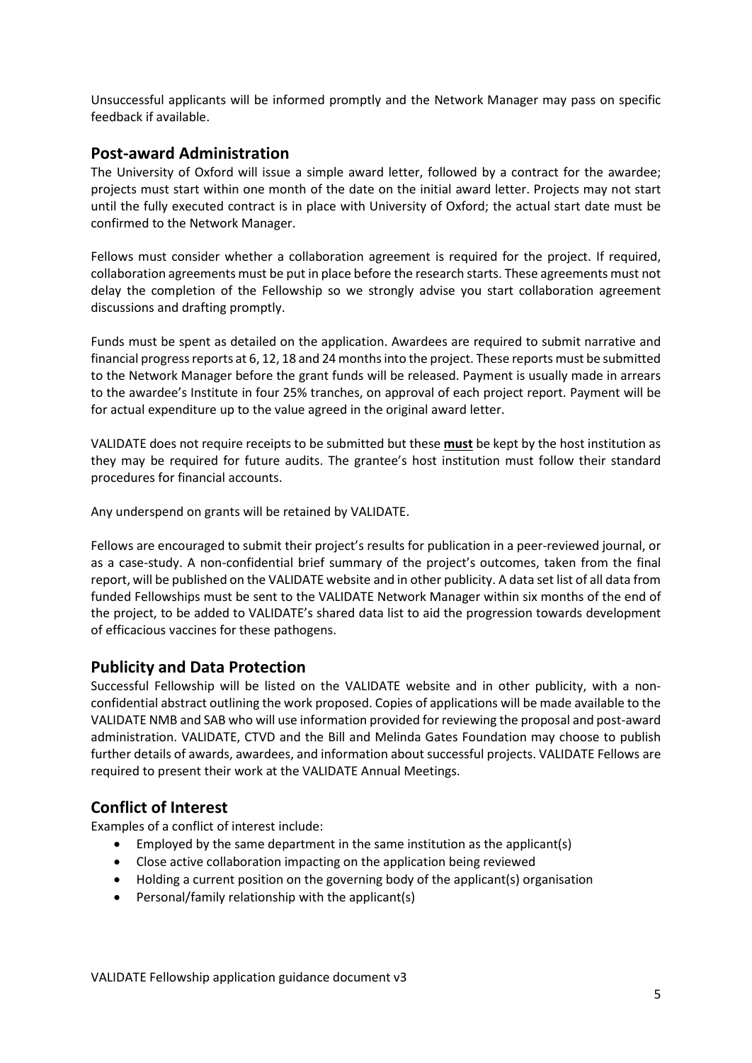Unsuccessful applicants will be informed promptly and the Network Manager may pass on specific feedback if available.

## Post-award Administration

The University of Oxford will issue a simple award letter, followed by a contract for the awardee; projects must start within one month of the date on the initial award letter. Projects may not start until the fully executed contract is in place with University of Oxford; the actual start date must be confirmed to the Network Manager.

Fellows must consider whether a collaboration agreement is required for the project. If required, collaboration agreements must be put in place before the research starts. These agreements must not delay the completion of the Fellowship so we strongly advise you start collaboration agreement discussions and drafting promptly.

Funds must be spent as detailed on the application. Awardees are required to submit narrative and financial progress reports at 6, 12, 18 and 24 months into the project. These reports must be submitted to the Network Manager before the grant funds will be released. Payment is usually made in arrears to the awardee's Institute in four 25% tranches, on approval of each project report. Payment will be for actual expenditure up to the value agreed in the original award letter.

VALIDATE does not require receipts to be submitted but these **must** be kept by the host institution as they may be required for future audits. The grantee's host institution must follow their standard procedures for financial accounts.

Any underspend on grants will be retained by VALIDATE.

Fellows are encouraged to submit their project's results for publication in a peer-reviewed journal, or as a case-study. A non-confidential brief summary of the project's outcomes, taken from the final report, will be published on the VALIDATE website and in other publicity. A data set list of all data from funded Fellowships must be sent to the VALIDATE Network Manager within six months of the end of the project, to be added to VALIDATE's shared data list to aid the progression towards development of efficacious vaccines for these pathogens.

## Publicity and Data Protection

Successful Fellowship will be listed on the VALIDATE website and in other publicity, with a non-confidential abstract outlining the work proposed. Copies of applications will be made available to the VALIDATE NMB and SAB who will use information provided for reviewing the proposal and post-award administration. VALIDATE, CTVD and the Bill and Melinda Gates Foundation may choose to publish further details of awards, awardees, and information about successful projects. VALIDATE Fellows are required to present their work at the VALIDATE Annual Meetings.

## Conflict of Interest

Examples of a conflict of interest include:

- Employed by the same department in the same institution as the applicant(s)
- Close active collaboration impacting on the application being reviewed
- Holding a current position on the governing body of the applicant(s) organisation
- Personal/family relationship with the applicant(s)